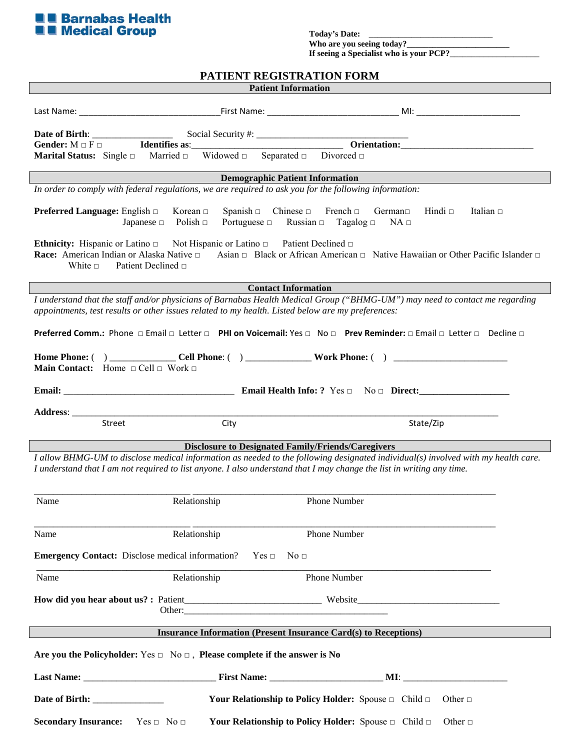**Barnabas Health Medical Group**

**Today's Date:** ____________________________
**Who are you seeing today?**________________________
**If seeing a Specialist who is your PCP?**____________________

# PATIENT REGISTRATION FORM

## Patient Information

Last Name: ______________________________First Name: ____________________________ MI: ______________________

**Date of Birth**: _________________ Social Security #: ________________________________
**Gender:** M □ F □ **Identifies as**:________________________________ **Orientation:**____________________________
**Marital Status:** Single □ Married □ Widowed □ Separated □ Divorced □

## Demographic Patient Information

*In order to comply with federal regulations, we are required to ask you for the following information:*

**Preferred Language:** English □ Korean □ Spanish □ Chinese □ French □ German□ Hindi □ Italian □ Japanese □ Polish □ Portuguese □ Russian □ Tagalog □ NA □

**Ethnicity:** Hispanic or Latino □ Not Hispanic or Latino □ Patient Declined □
**Race:** American Indian or Alaska Native □ Asian □ Black or African American □ Native Hawaiian or Other Pacific Islander □ White □ Patient Declined □

## Contact Information

*I understand that the staff and/or physicians of Barnabas Health Medical Group ("BHMG-UM") may need to contact me regarding appointments, test results or other issues related to my health. Listed below are my preferences:*

**Preferred Comm.:** Phone □ Email □ Letter □ **PHI on Voicemail:** Yes □ No □ **Prev Reminder:** □ Email □ Letter □ Decline □

**Home Phone:** ( ) ______________ **Cell Phone**: ( ) ______________ **Work Phone:** ( ) ________________________
**Main Contact:** Home □ Cell □ Work □

**Email:** ____________________________________ **Email Health Info: ?** Yes □ No □ **Direct:**___________________

**Address**: ________________________________________________________________________________________
Street City State/Zip

## Disclosure to Designated Family/Friends/Caregivers

*I allow BHMG-UM to disclose medical information as needed to the following designated individual(s) involved with my health care. I understand that I am not required to list anyone. I also understand that I may change the list in writing any time.*

_________________________________ _______________________________________________________________
Name Relationship Phone Number

_________________________________ _______________________________________________________________
Name Relationship Phone Number

**Emergency Contact:** Disclose medical information? Yes □ No □

________________________________________________________________________________________________
Name Relationship Phone Number

**How did you hear about us? :** Patient_____________________________ Website_______________________________
Other:_____________________________________________

## Insurance Information (Present Insurance Card(s) to Receptions)

**Are you the Policyholder:** Yes □ No □ , **Please complete if the answer is No**

**Last Name:** ____________________________ **First Name:** ________________________ **MI**: ______________________

**Date of Birth:** _______________ **Your Relationship to Policy Holder:** Spouse □ Child □ Other □

**Secondary Insurance:** Yes □ No □ **Your Relationship to Policy Holder:** Spouse □ Child □ Other □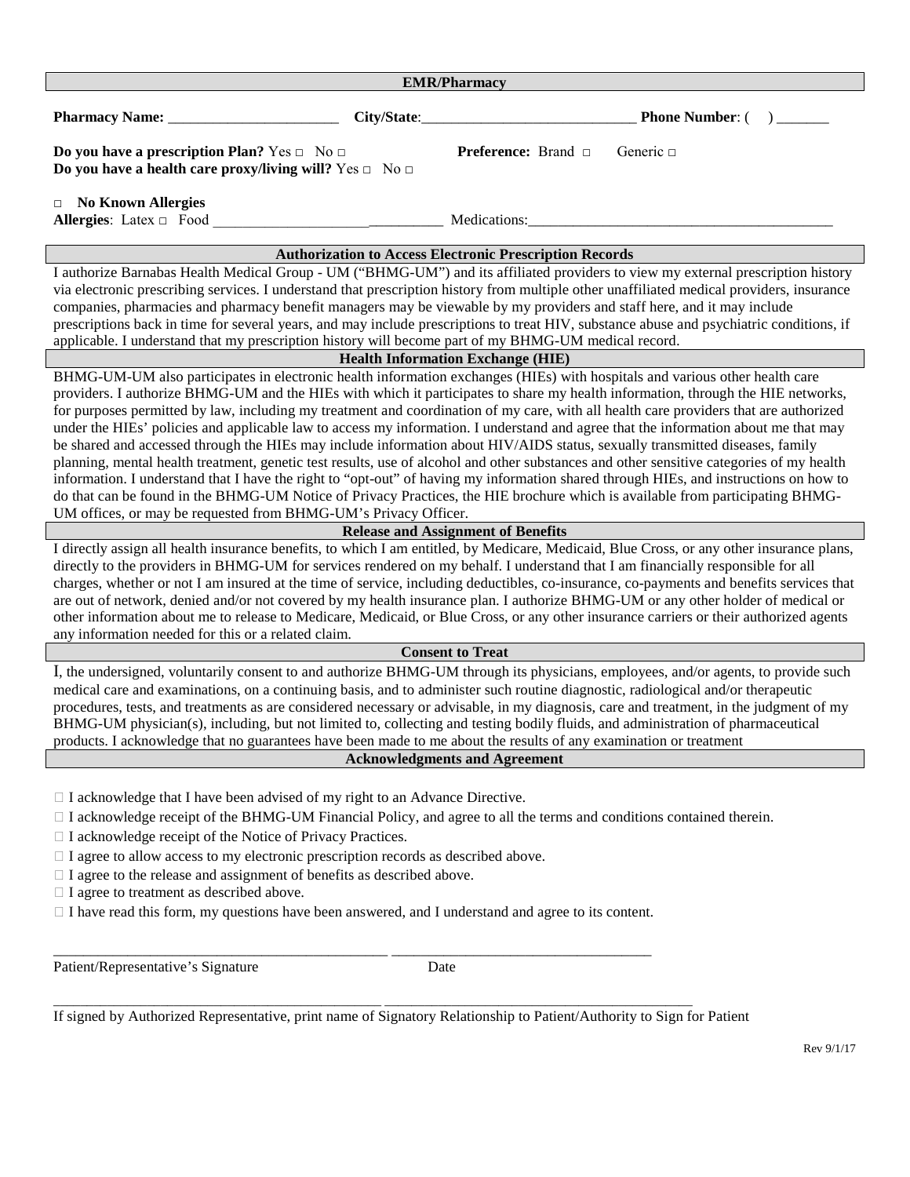## EMR/Pharmacy

**Pharmacy Name:** _______________________ **City/State**:_____________________________ **Phone Number**: (    ) _______

**Do you have a prescription Plan?** Yes □ No □ **Preference:** Brand □ Generic □
**Do you have a health care proxy/living will?** Yes □ No □

□ **No Known Allergies**
**Allergies**: Latex □ Food ______________________________ Medications:_________________________________________

## Authorization to Access Electronic Prescription Records

I authorize Barnabas Health Medical Group - UM ("BHMG-UM") and its affiliated providers to view my external prescription history via electronic prescribing services. I understand that prescription history from multiple other unaffiliated medical providers, insurance companies, pharmacies and pharmacy benefit managers may be viewable by my providers and staff here, and it may include prescriptions back in time for several years, and may include prescriptions to treat HIV, substance abuse and psychiatric conditions, if applicable. I understand that my prescription history will become part of my BHMG-UM medical record.

## Health Information Exchange (HIE)

BHMG-UM-UM also participates in electronic health information exchanges (HIEs) with hospitals and various other health care providers. I authorize BHMG-UM and the HIEs with which it participates to share my health information, through the HIE networks, for purposes permitted by law, including my treatment and coordination of my care, with all health care providers that are authorized under the HIEs' policies and applicable law to access my information. I understand and agree that the information about me that may be shared and accessed through the HIEs may include information about HIV/AIDS status, sexually transmitted diseases, family planning, mental health treatment, genetic test results, use of alcohol and other substances and other sensitive categories of my health information. I understand that I have the right to "opt-out" of having my information shared through HIEs, and instructions on how to do that can be found in the BHMG-UM Notice of Privacy Practices, the HIE brochure which is available from participating BHMG-UM offices, or may be requested from BHMG-UM's Privacy Officer.

## Release and Assignment of Benefits

I directly assign all health insurance benefits, to which I am entitled, by Medicare, Medicaid, Blue Cross, or any other insurance plans, directly to the providers in BHMG-UM for services rendered on my behalf. I understand that I am financially responsible for all charges, whether or not I am insured at the time of service, including deductibles, co-insurance, co-payments and benefits services that are out of network, denied and/or not covered by my health insurance plan. I authorize BHMG-UM or any other holder of medical or other information about me to release to Medicare, Medicaid, or Blue Cross, or any other insurance carriers or their authorized agents any information needed for this or a related claim.

## Consent to Treat

I, the undersigned, voluntarily consent to and authorize BHMG-UM through its physicians, employees, and/or agents, to provide such medical care and examinations, on a continuing basis, and to administer such routine diagnostic, radiological and/or therapeutic procedures, tests, and treatments as are considered necessary or advisable, in my diagnosis, care and treatment, in the judgment of my BHMG-UM physician(s), including, but not limited to, collecting and testing bodily fluids, and administration of pharmaceutical products. I acknowledge that no guarantees have been made to me about the results of any examination or treatment

## Acknowledgments and Agreement

□ I acknowledge that I have been advised of my right to an Advance Directive.
□ I acknowledge receipt of the BHMG-UM Financial Policy, and agree to all the terms and conditions contained therein.
□ I acknowledge receipt of the Notice of Privacy Practices.
□ I agree to allow access to my electronic prescription records as described above.
□ I agree to the release and assignment of benefits as described above.
□ I agree to treatment as described above.
□ I have read this form, my questions have been answered, and I understand and agree to its content.

_____________________________________________ ___________________________________
Patient/Representative's Signature Date

_____________________________________________ __________________________________________
If signed by Authorized Representative, print name of Signatory Relationship to Patient/Authority to Sign for Patient

Rev 9/1/17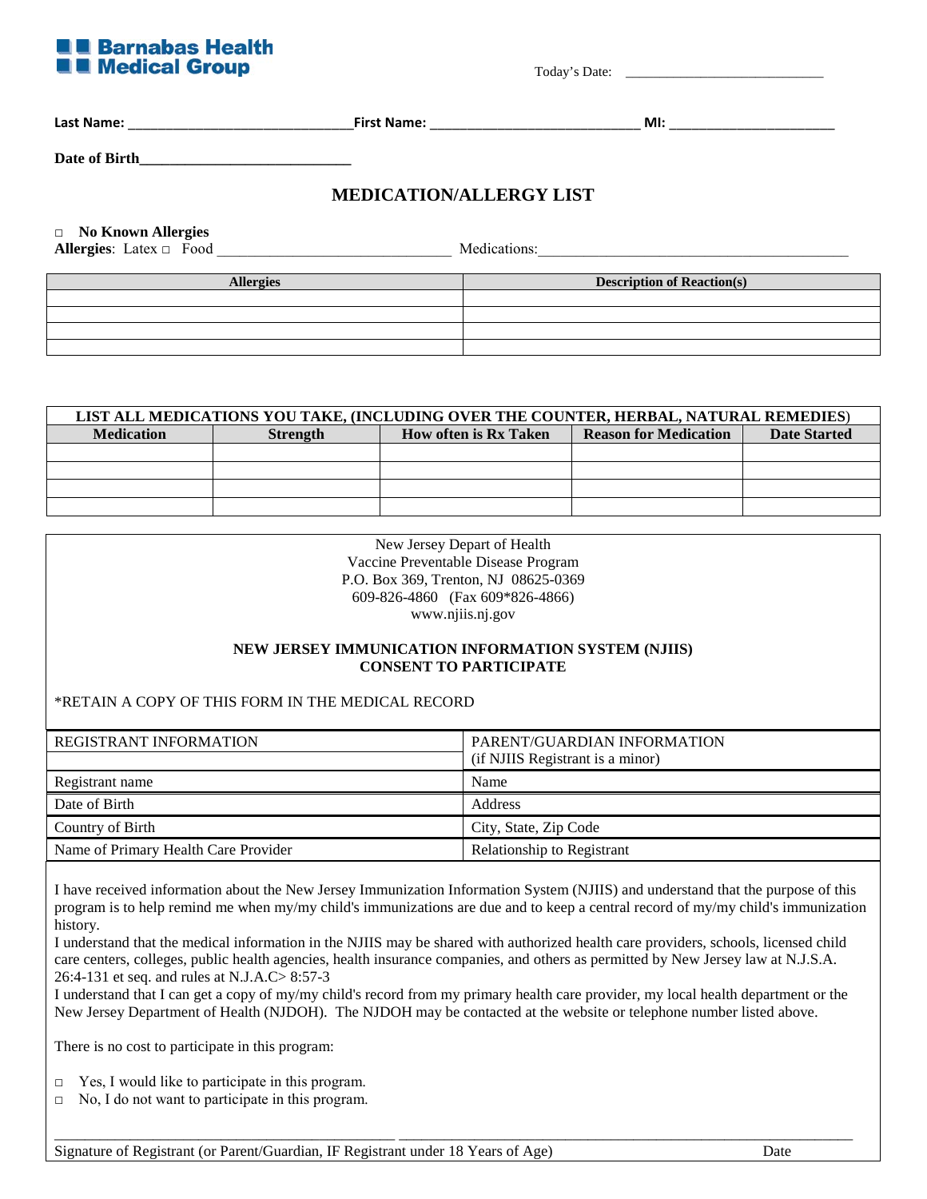**Barnabas Health Medical Group**

Today's Date: ____________________________

**Last Name:** ______________________________ **First Name:** ____________________________ **MI:** ______________________

**Date of Birth**____________________________

## MEDICATION/ALLERGY LIST

□ **No Known Allergies**

**Allergies**: Latex □ Food ______________________________ Medications:__________________________________________

| Allergies | Description of Reaction(s) |
|---|---|
| | |
| | |
| | |
| | |

| LIST ALL MEDICATIONS YOU TAKE, (INCLUDING OVER THE COUNTER, HERBAL, NATURAL REMEDIES) | | | | |
|---|---|---|---|---|
| **Medication** | **Strength** | **How often is Rx Taken** | **Reason for Medication** | **Date Started** |
| | | | | |
| | | | | |
| | | | | |
| | | | | |

New Jersey Depart of Health
Vaccine Preventable Disease Program
P.O. Box 369, Trenton, NJ 08625-0369
609-826-4860 (Fax 609*826-4866)
www.njiis.nj.gov

**NEW JERSEY IMMUNICATION INFORMATION SYSTEM (NJIIS)**
**CONSENT TO PARTICIPATE**

*RETAIN A COPY OF THIS FORM IN THE MEDICAL RECORD

| REGISTRANT INFORMATION | PARENT/GUARDIAN INFORMATION (if NJIIS Registrant is a minor) |
|---|---|
| Registrant name | Name |
| Date of Birth | Address |
| Country of Birth | City, State, Zip Code |
| Name of Primary Health Care Provider | Relationship to Registrant |

I have received information about the New Jersey Immunization Information System (NJIIS) and understand that the purpose of this program is to help remind me when my/my child's immunizations are due and to keep a central record of my/my child's immunization history.

I understand that the medical information in the NJIIS may be shared with authorized health care providers, schools, licensed child care centers, colleges, public health agencies, health insurance companies, and others as permitted by New Jersey law at N.J.S.A. 26:4-131 et seq. and rules at N.J.A.C> 8:57-3

I understand that I can get a copy of my/my child's record from my primary health care provider, my local health department or the New Jersey Department of Health (NJDOH). The NJDOH may be contacted at the website or telephone number listed above.

There is no cost to participate in this program:

□ Yes, I would like to participate in this program.
□ No, I do not want to participate in this program.

_____________________________________________ ____________________________________________________________

Signature of Registrant (or Parent/Guardian, IF Registrant under 18 Years of Age) Date